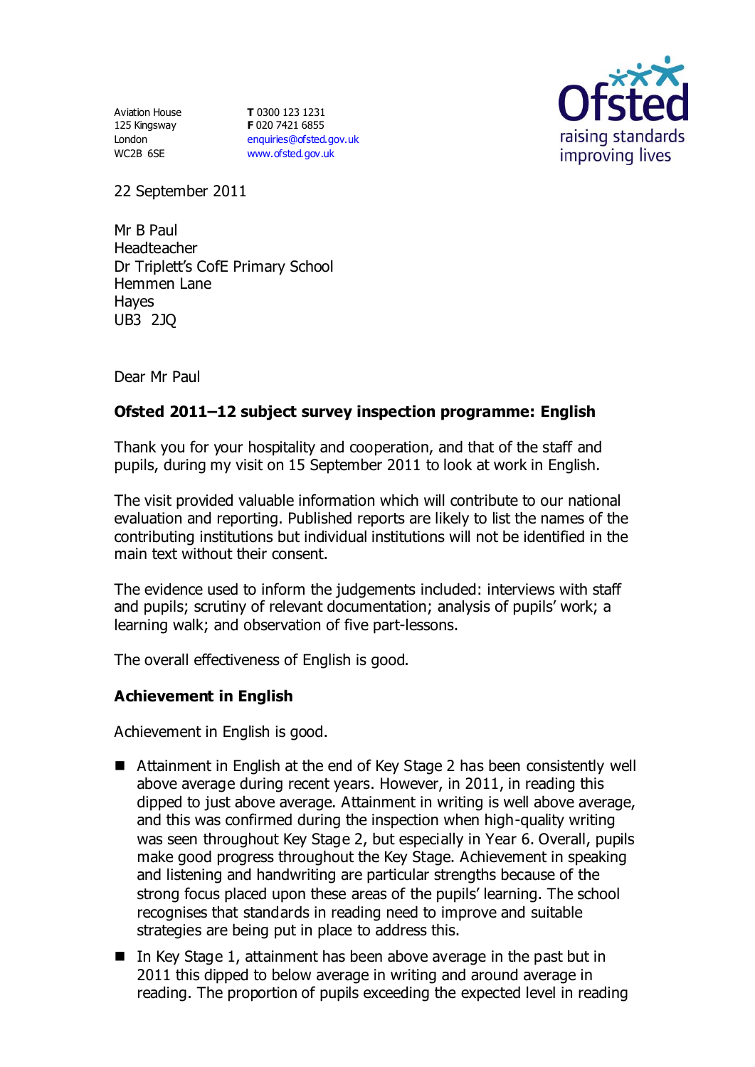Aviation House
125 Kingsway
London
WC2B 6SE

**T** 0300 123 1231
**F** 020 7421 6855
enquiries@ofsted.gov.uk
www.ofsted.gov.uk

Ofsted
raising standards
improving lives

22 September 2011

Mr B Paul
Headteacher
Dr Triplett's CofE Primary School
Hemmen Lane
Hayes
UB3 2JQ

Dear Mr Paul

**Ofsted 2011–12 subject survey inspection programme: English**

Thank you for your hospitality and cooperation, and that of the staff and pupils, during my visit on 15 September 2011 to look at work in English.

The visit provided valuable information which will contribute to our national evaluation and reporting. Published reports are likely to list the names of the contributing institutions but individual institutions will not be identified in the main text without their consent.

The evidence used to inform the judgements included: interviews with staff and pupils; scrutiny of relevant documentation; analysis of pupils' work; a learning walk; and observation of five part-lessons.

The overall effectiveness of English is good.

**Achievement in English**

Achievement in English is good.

- Attainment in English at the end of Key Stage 2 has been consistently well above average during recent years. However, in 2011, in reading this dipped to just above average. Attainment in writing is well above average, and this was confirmed during the inspection when high-quality writing was seen throughout Key Stage 2, but especially in Year 6. Overall, pupils make good progress throughout the Key Stage. Achievement in speaking and listening and handwriting are particular strengths because of the strong focus placed upon these areas of the pupils' learning. The school recognises that standards in reading need to improve and suitable strategies are being put in place to address this.
- In Key Stage 1, attainment has been above average in the past but in 2011 this dipped to below average in writing and around average in reading. The proportion of pupils exceeding the expected level in reading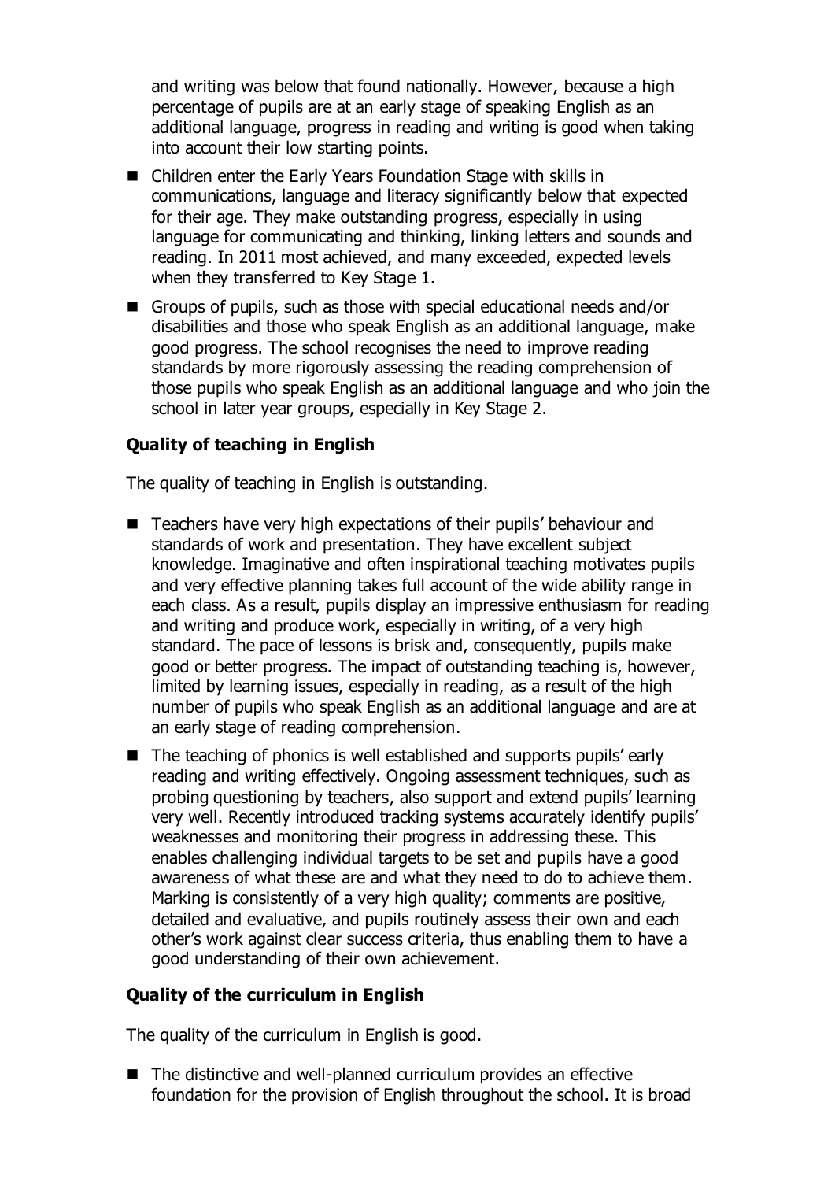and writing was below that found nationally. However, because a high percentage of pupils are at an early stage of speaking English as an additional language, progress in reading and writing is good when taking into account their low starting points.

- Children enter the Early Years Foundation Stage with skills in communications, language and literacy significantly below that expected for their age. They make outstanding progress, especially in using language for communicating and thinking, linking letters and sounds and reading. In 2011 most achieved, and many exceeded, expected levels when they transferred to Key Stage 1.
- Groups of pupils, such as those with special educational needs and/or disabilities and those who speak English as an additional language, make good progress. The school recognises the need to improve reading standards by more rigorously assessing the reading comprehension of those pupils who speak English as an additional language and who join the school in later year groups, especially in Key Stage 2.

**Quality of teaching in English**

The quality of teaching in English is outstanding.

- Teachers have very high expectations of their pupils' behaviour and standards of work and presentation. They have excellent subject knowledge. Imaginative and often inspirational teaching motivates pupils and very effective planning takes full account of the wide ability range in each class. As a result, pupils display an impressive enthusiasm for reading and writing and produce work, especially in writing, of a very high standard. The pace of lessons is brisk and, consequently, pupils make good or better progress. The impact of outstanding teaching is, however, limited by learning issues, especially in reading, as a result of the high number of pupils who speak English as an additional language and are at an early stage of reading comprehension.
- The teaching of phonics is well established and supports pupils' early reading and writing effectively. Ongoing assessment techniques, such as probing questioning by teachers, also support and extend pupils' learning very well. Recently introduced tracking systems accurately identify pupils' weaknesses and monitoring their progress in addressing these. This enables challenging individual targets to be set and pupils have a good awareness of what these are and what they need to do to achieve them. Marking is consistently of a very high quality; comments are positive, detailed and evaluative, and pupils routinely assess their own and each other's work against clear success criteria, thus enabling them to have a good understanding of their own achievement.

**Quality of the curriculum in English**

The quality of the curriculum in English is good.

- The distinctive and well-planned curriculum provides an effective foundation for the provision of English throughout the school. It is broad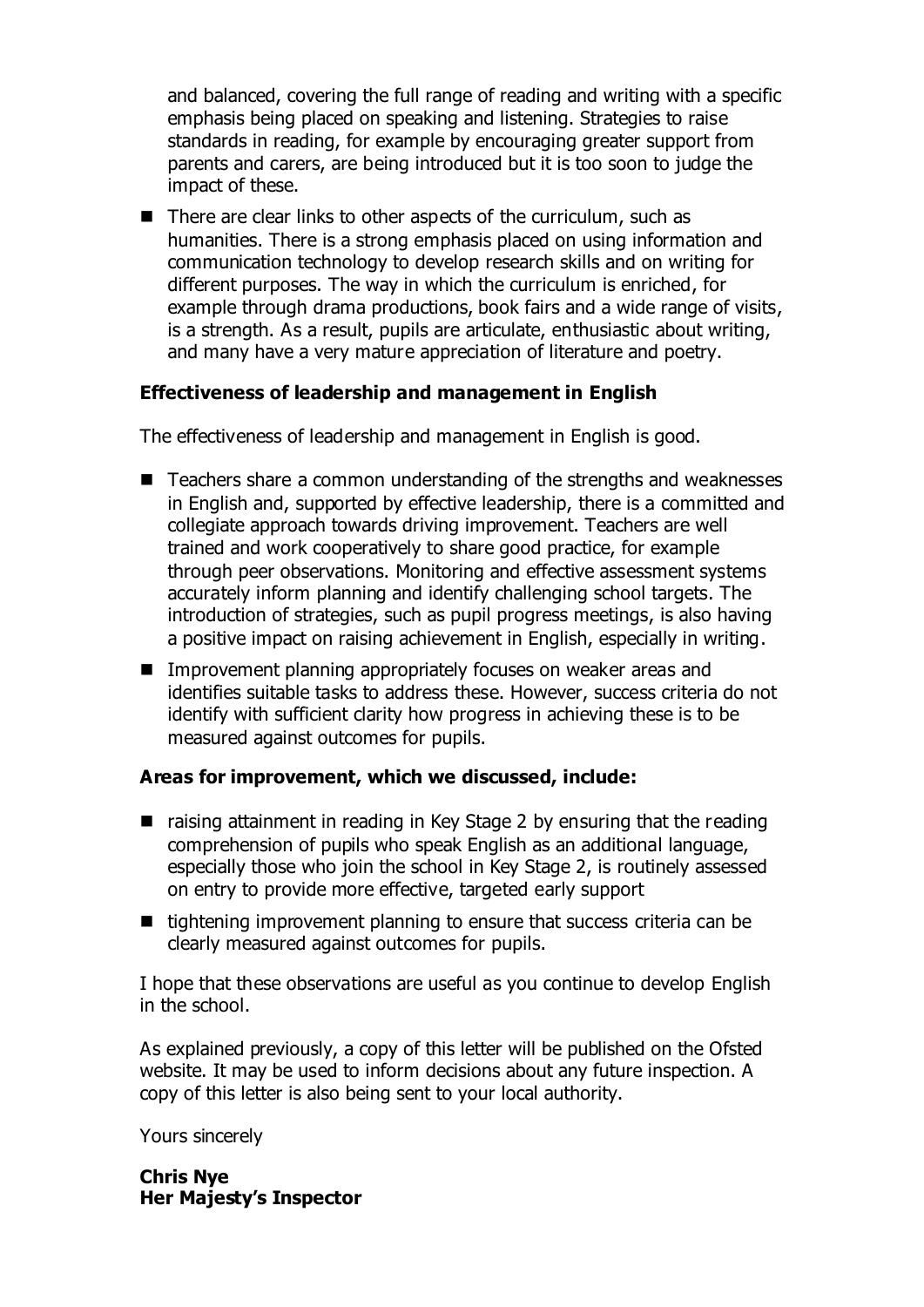and balanced, covering the full range of reading and writing with a specific emphasis being placed on speaking and listening. Strategies to raise standards in reading, for example by encouraging greater support from parents and carers, are being introduced but it is too soon to judge the impact of these.

- There are clear links to other aspects of the curriculum, such as humanities. There is a strong emphasis placed on using information and communication technology to develop research skills and on writing for different purposes. The way in which the curriculum is enriched, for example through drama productions, book fairs and a wide range of visits, is a strength. As a result, pupils are articulate, enthusiastic about writing, and many have a very mature appreciation of literature and poetry.

**Effectiveness of leadership and management in English**

The effectiveness of leadership and management in English is good.

- Teachers share a common understanding of the strengths and weaknesses in English and, supported by effective leadership, there is a committed and collegiate approach towards driving improvement. Teachers are well trained and work cooperatively to share good practice, for example through peer observations. Monitoring and effective assessment systems accurately inform planning and identify challenging school targets. The introduction of strategies, such as pupil progress meetings, is also having a positive impact on raising achievement in English, especially in writing.
- Improvement planning appropriately focuses on weaker areas and identifies suitable tasks to address these. However, success criteria do not identify with sufficient clarity how progress in achieving these is to be measured against outcomes for pupils.

**Areas for improvement, which we discussed, include:**

- raising attainment in reading in Key Stage 2 by ensuring that the reading comprehension of pupils who speak English as an additional language, especially those who join the school in Key Stage 2, is routinely assessed on entry to provide more effective, targeted early support
- tightening improvement planning to ensure that success criteria can be clearly measured against outcomes for pupils.

I hope that these observations are useful as you continue to develop English in the school.

As explained previously, a copy of this letter will be published on the Ofsted website. It may be used to inform decisions about any future inspection. A copy of this letter is also being sent to your local authority.

Yours sincerely

**Chris Nye**
**Her Majesty's Inspector**